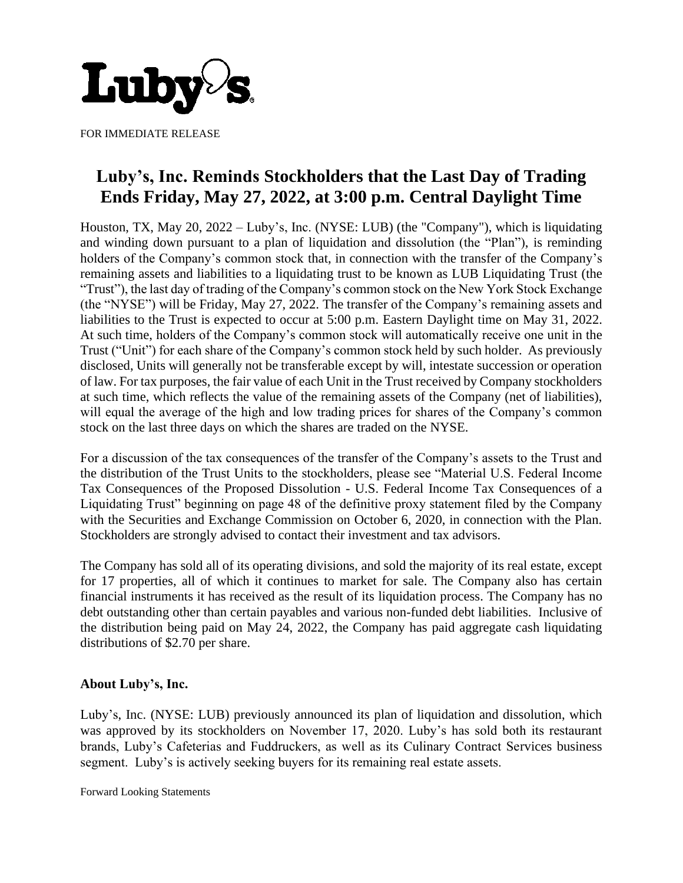Luby's

FOR IMMEDIATE RELEASE

# Luby's, Inc. Reminds Stockholders that the Last Day of Trading Ends Friday, May 27, 2022, at 3:00 p.m. Central Daylight Time

Houston, TX, May 20, 2022 – Luby's, Inc. (NYSE: LUB) (the "Company"), which is liquidating and winding down pursuant to a plan of liquidation and dissolution (the "Plan"), is reminding holders of the Company's common stock that, in connection with the transfer of the Company's remaining assets and liabilities to a liquidating trust to be known as LUB Liquidating Trust (the "Trust"), the last day of trading of the Company's common stock on the New York Stock Exchange (the "NYSE") will be Friday, May 27, 2022. The transfer of the Company's remaining assets and liabilities to the Trust is expected to occur at 5:00 p.m. Eastern Daylight time on May 31, 2022. At such time, holders of the Company's common stock will automatically receive one unit in the Trust ("Unit") for each share of the Company's common stock held by such holder. As previously disclosed, Units will generally not be transferable except by will, intestate succession or operation of law. For tax purposes, the fair value of each Unit in the Trust received by Company stockholders at such time, which reflects the value of the remaining assets of the Company (net of liabilities), will equal the average of the high and low trading prices for shares of the Company's common stock on the last three days on which the shares are traded on the NYSE.

For a discussion of the tax consequences of the transfer of the Company's assets to the Trust and the distribution of the Trust Units to the stockholders, please see "Material U.S. Federal Income Tax Consequences of the Proposed Dissolution - U.S. Federal Income Tax Consequences of a Liquidating Trust" beginning on page 48 of the definitive proxy statement filed by the Company with the Securities and Exchange Commission on October 6, 2020, in connection with the Plan. Stockholders are strongly advised to contact their investment and tax advisors.

The Company has sold all of its operating divisions, and sold the majority of its real estate, except for 17 properties, all of which it continues to market for sale. The Company also has certain financial instruments it has received as the result of its liquidation process. The Company has no debt outstanding other than certain payables and various non-funded debt liabilities. Inclusive of the distribution being paid on May 24, 2022, the Company has paid aggregate cash liquidating distributions of $2.70 per share.

## About Luby's, Inc.

Luby's, Inc. (NYSE: LUB) previously announced its plan of liquidation and dissolution, which was approved by its stockholders on November 17, 2020. Luby's has sold both its restaurant brands, Luby's Cafeterias and Fuddruckers, as well as its Culinary Contract Services business segment. Luby's is actively seeking buyers for its remaining real estate assets.

Forward Looking Statements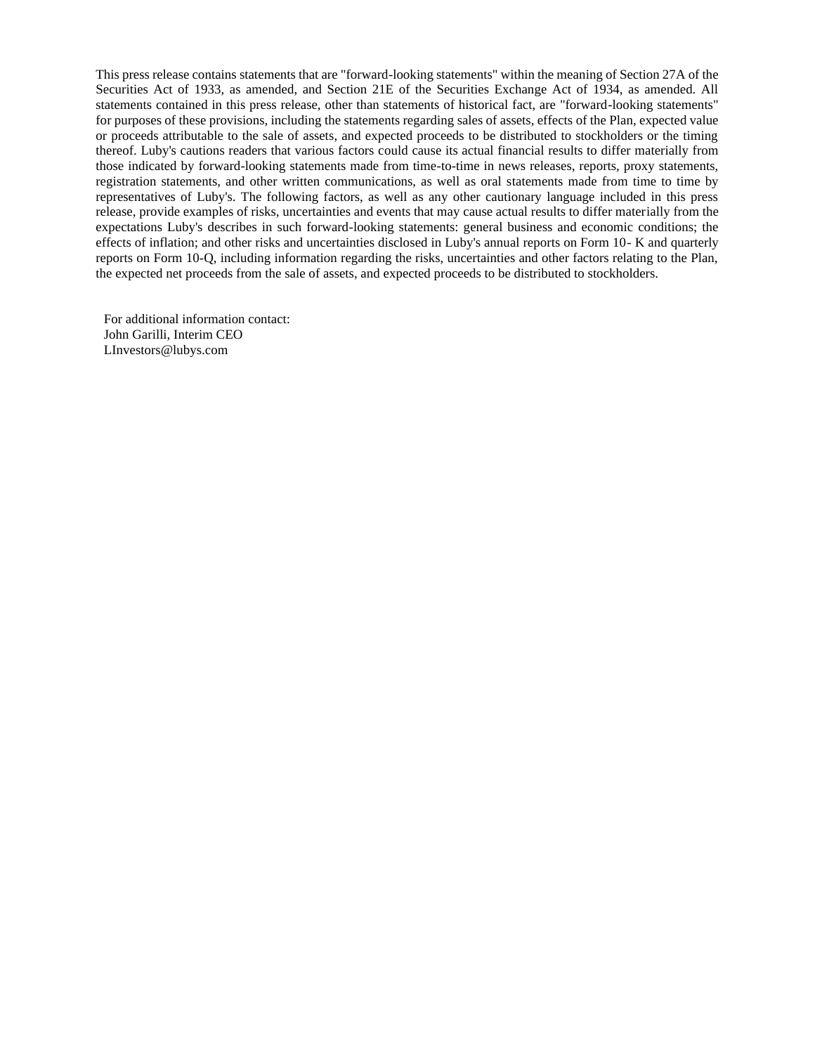This press release contains statements that are "forward-looking statements" within the meaning of Section 27A of the Securities Act of 1933, as amended, and Section 21E of the Securities Exchange Act of 1934, as amended. All statements contained in this press release, other than statements of historical fact, are "forward-looking statements" for purposes of these provisions, including the statements regarding sales of assets, effects of the Plan, expected value or proceeds attributable to the sale of assets, and expected proceeds to be distributed to stockholders or the timing thereof. Luby's cautions readers that various factors could cause its actual financial results to differ materially from those indicated by forward-looking statements made from time-to-time in news releases, reports, proxy statements, registration statements, and other written communications, as well as oral statements made from time to time by representatives of Luby's. The following factors, as well as any other cautionary language included in this press release, provide examples of risks, uncertainties and events that may cause actual results to differ materially from the expectations Luby's describes in such forward-looking statements: general business and economic conditions; the effects of inflation; and other risks and uncertainties disclosed in Luby's annual reports on Form 10- K and quarterly reports on Form 10-Q, including information regarding the risks, uncertainties and other factors relating to the Plan, the expected net proceeds from the sale of assets, and expected proceeds to be distributed to stockholders.

For additional information contact:
John Garilli, Interim CEO
LInvestors@lubys.com